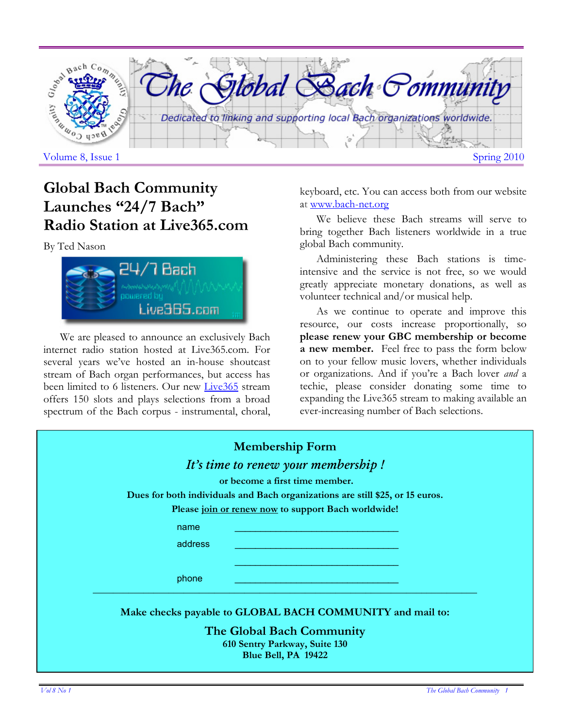# The Global Bach Community

*Dedicated to linking and supporting local Bach organizations worldwide.*

Volume 8, Issue 1 — Spring 2010

## Global Bach Community Launches "24/7 Bach" Radio Station at Live365.com

By Ted Nason

We are pleased to announce an exclusively Bach internet radio station hosted at Live365.com. For several years we've hosted an in-house shoutcast stream of Bach organ performances, but access has been limited to 6 listeners. Our new Live365 stream offers 150 slots and plays selections from a broad spectrum of the Bach corpus - instrumental, choral, keyboard, etc. You can access both from our website at www.bach-net.org

We believe these Bach streams will serve to bring together Bach listeners worldwide in a true global Bach community.

Administering these Bach stations is time-intensive and the service is not free, so we would greatly appreciate monetary donations, as well as volunteer technical and/or musical help.

As we continue to operate and improve this resource, our costs increase proportionally, so **please renew your GBC membership or become a new member.** Feel free to pass the form below on to your fellow music lovers, whether individuals or organizations. And if you're a Bach lover *and* a techie, please consider donating some time to expanding the Live365 stream to making available an ever-increasing number of Bach selections.

---

### Membership Form

*It's time to renew your membership !*

**or become a first time member.**

**Dues for both individuals and Bach organizations are still $25, or 15 euros.**

**Please join or renew now to support Bach worldwide!**

name ______________________________

address ______________________________

______________________________

phone ______________________________

**Make checks payable to GLOBAL BACH COMMUNITY and mail to:**

**The Global Bach Community**
**610 Sentry Parkway, Suite 130**
**Blue Bell, PA 19422**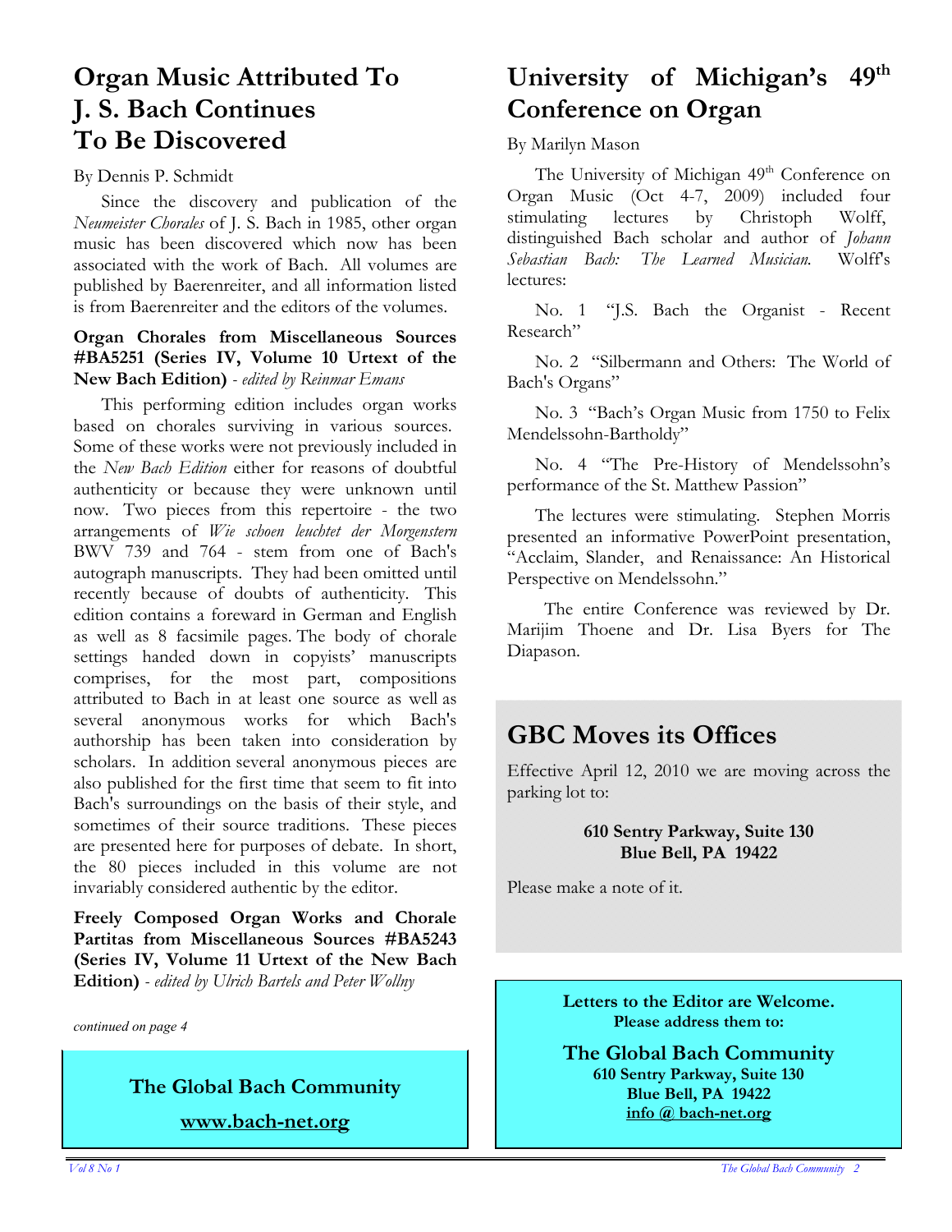# Organ Music Attributed To J. S. Bach Continues To Be Discovered

By Dennis P. Schmidt

Since the discovery and publication of the *Neumeister Chorales* of J. S. Bach in 1985, other organ music has been discovered which now has been associated with the work of Bach. All volumes are published by Baerenreiter, and all information listed is from Baerenreiter and the editors of the volumes.

**Organ Chorales from Miscellaneous Sources #BA5251 (Series IV, Volume 10 Urtext of the New Bach Edition)** - *edited by Reinmar Emans*

This performing edition includes organ works based on chorales surviving in various sources. Some of these works were not previously included in the *New Bach Edition* either for reasons of doubtful authenticity or because they were unknown until now. Two pieces from this repertoire - the two arrangements of *Wie schoen leuchtet der Morgenstern* BWV 739 and 764 - stem from one of Bach's autograph manuscripts. They had been omitted until recently because of doubts of authenticity. This edition contains a foreward in German and English as well as 8 facsimile pages. The body of chorale settings handed down in copyists' manuscripts comprises, for the most part, compositions attributed to Bach in at least one source as well as several anonymous works for which Bach's authorship has been taken into consideration by scholars. In addition several anonymous pieces are also published for the first time that seem to fit into Bach's surroundings on the basis of their style, and sometimes of their source traditions. These pieces are presented here for purposes of debate. In short, the 80 pieces included in this volume are not invariably considered authentic by the editor.

**Freely Composed Organ Works and Chorale Partitas from Miscellaneous Sources #BA5243 (Series IV, Volume 11 Urtext of the New Bach Edition)** - *edited by Ulrich Bartels and Peter Wollny*

*continued on page 4*

**The Global Bach Community**

**www.bach-net.org**

# University of Michigan's 49th Conference on Organ

By Marilyn Mason

The University of Michigan 49th Conference on Organ Music (Oct 4-7, 2009) included four stimulating lectures by Christoph Wolff, distinguished Bach scholar and author of *Johann Sebastian Bach: The Learned Musician.* Wolff's lectures:

No. 1 "J.S. Bach the Organist - Recent Research"

No. 2 "Silbermann and Others: The World of Bach's Organs"

No. 3 "Bach's Organ Music from 1750 to Felix Mendelssohn-Bartholdy"

No. 4 "The Pre-History of Mendelssohn's performance of the St. Matthew Passion"

The lectures were stimulating. Stephen Morris presented an informative PowerPoint presentation, "Acclaim, Slander, and Renaissance: An Historical Perspective on Mendelssohn."

The entire Conference was reviewed by Dr. Marijim Thoene and Dr. Lisa Byers for The Diapason.

# GBC Moves its Offices

Effective April 12, 2010 we are moving across the parking lot to:

**610 Sentry Parkway, Suite 130**
**Blue Bell, PA 19422**

Please make a note of it.

**Letters to the Editor are Welcome.**
**Please address them to:**

**The Global Bach Community**
**610 Sentry Parkway, Suite 130**
**Blue Bell, PA 19422**
**info @ bach-net.org**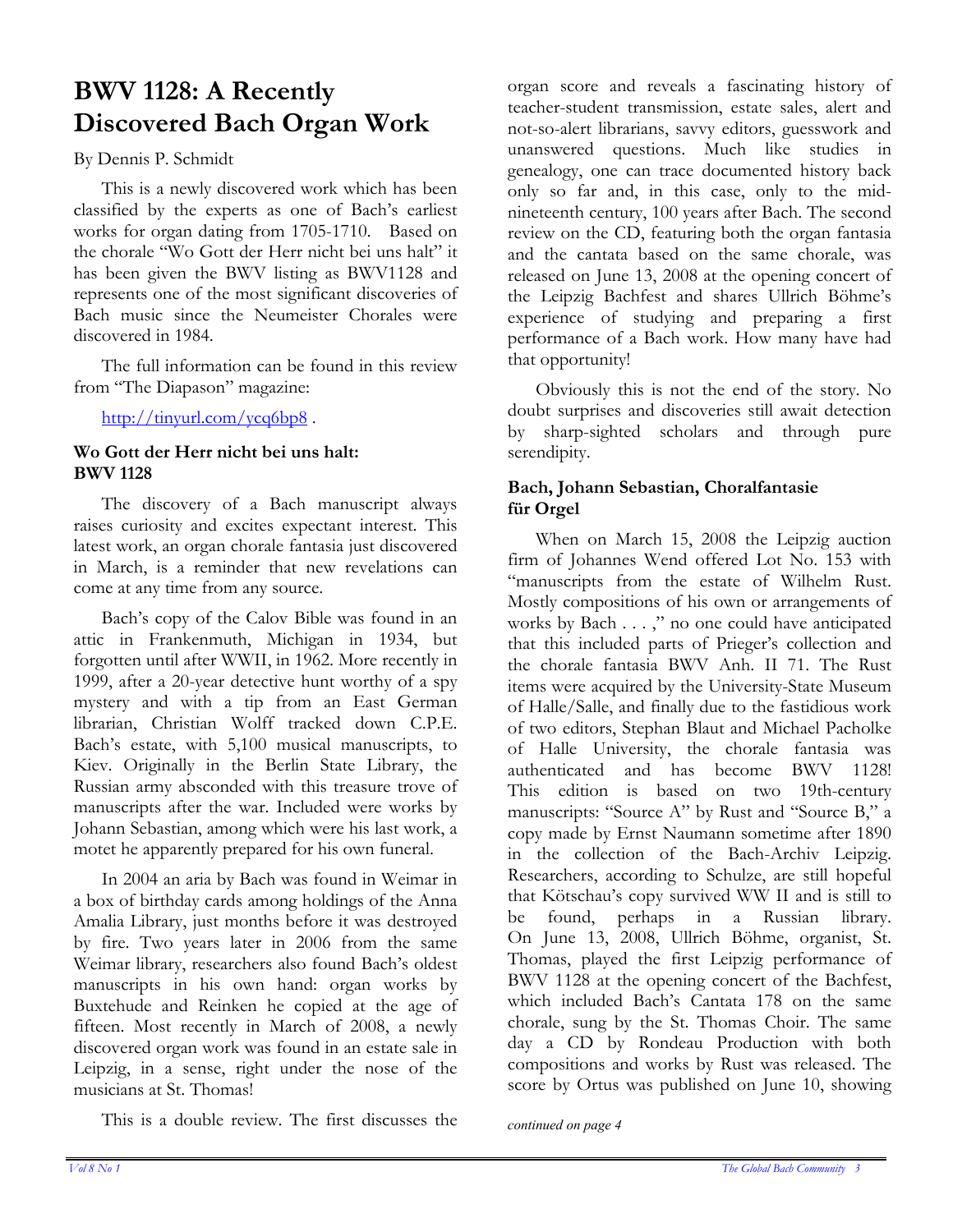# BWV 1128: A Recently Discovered Bach Organ Work

By Dennis P. Schmidt

This is a newly discovered work which has been classified by the experts as one of Bach's earliest works for organ dating from 1705-1710. Based on the chorale "Wo Gott der Herr nicht bei uns halt" it has been given the BWV listing as BWV1128 and represents one of the most significant discoveries of Bach music since the Neumeister Chorales were discovered in 1984.

The full information can be found in this review from "The Diapason" magazine:

http://tinyurl.com/ycq6bp8 .

### Wo Gott der Herr nicht bei uns halt: BWV 1128

The discovery of a Bach manuscript always raises curiosity and excites expectant interest. This latest work, an organ chorale fantasia just discovered in March, is a reminder that new revelations can come at any time from any source.

Bach's copy of the Calov Bible was found in an attic in Frankenmuth, Michigan in 1934, but forgotten until after WWII, in 1962. More recently in 1999, after a 20-year detective hunt worthy of a spy mystery and with a tip from an East German librarian, Christian Wolff tracked down C.P.E. Bach's estate, with 5,100 musical manuscripts, to Kiev. Originally in the Berlin State Library, the Russian army absconded with this treasure trove of manuscripts after the war. Included were works by Johann Sebastian, among which were his last work, a motet he apparently prepared for his own funeral.

In 2004 an aria by Bach was found in Weimar in a box of birthday cards among holdings of the Anna Amalia Library, just months before it was destroyed by fire. Two years later in 2006 from the same Weimar library, researchers also found Bach's oldest manuscripts in his own hand: organ works by Buxtehude and Reinken he copied at the age of fifteen. Most recently in March of 2008, a newly discovered organ work was found in an estate sale in Leipzig, in a sense, right under the nose of the musicians at St. Thomas!

This is a double review. The first discusses the organ score and reveals a fascinating history of teacher-student transmission, estate sales, alert and not-so-alert librarians, savvy editors, guesswork and unanswered questions. Much like studies in genealogy, one can trace documented history back only so far and, in this case, only to the mid-nineteenth century, 100 years after Bach. The second review on the CD, featuring both the organ fantasia and the cantata based on the same chorale, was released on June 13, 2008 at the opening concert of the Leipzig Bachfest and shares Ullrich Böhme's experience of studying and preparing a first performance of a Bach work. How many have had that opportunity!

Obviously this is not the end of the story. No doubt surprises and discoveries still await detection by sharp-sighted scholars and through pure serendipity.

### Bach, Johann Sebastian, Choralfantasie für Orgel

When on March 15, 2008 the Leipzig auction firm of Johannes Wend offered Lot No. 153 with "manuscripts from the estate of Wilhelm Rust. Mostly compositions of his own or arrangements of works by Bach . . . ," no one could have anticipated that this included parts of Prieger's collection and the chorale fantasia BWV Anh. II 71. The Rust items were acquired by the University-State Museum of Halle/Salle, and finally due to the fastidious work of two editors, Stephan Blaut and Michael Pacholke of Halle University, the chorale fantasia was authenticated and has become BWV 1128! This edition is based on two 19th-century manuscripts: "Source A" by Rust and "Source B," a copy made by Ernst Naumann sometime after 1890 in the collection of the Bach-Archiv Leipzig. Researchers, according to Schulze, are still hopeful that Kötschau's copy survived WW II and is still to be found, perhaps in a Russian library. On June 13, 2008, Ullrich Böhme, organist, St. Thomas, played the first Leipzig performance of BWV 1128 at the opening concert of the Bachfest, which included Bach's Cantata 178 on the same chorale, sung by the St. Thomas Choir. The same day a CD by Rondeau Production with both compositions and works by Rust was released. The score by Ortus was published on June 10, showing

*continued on page 4*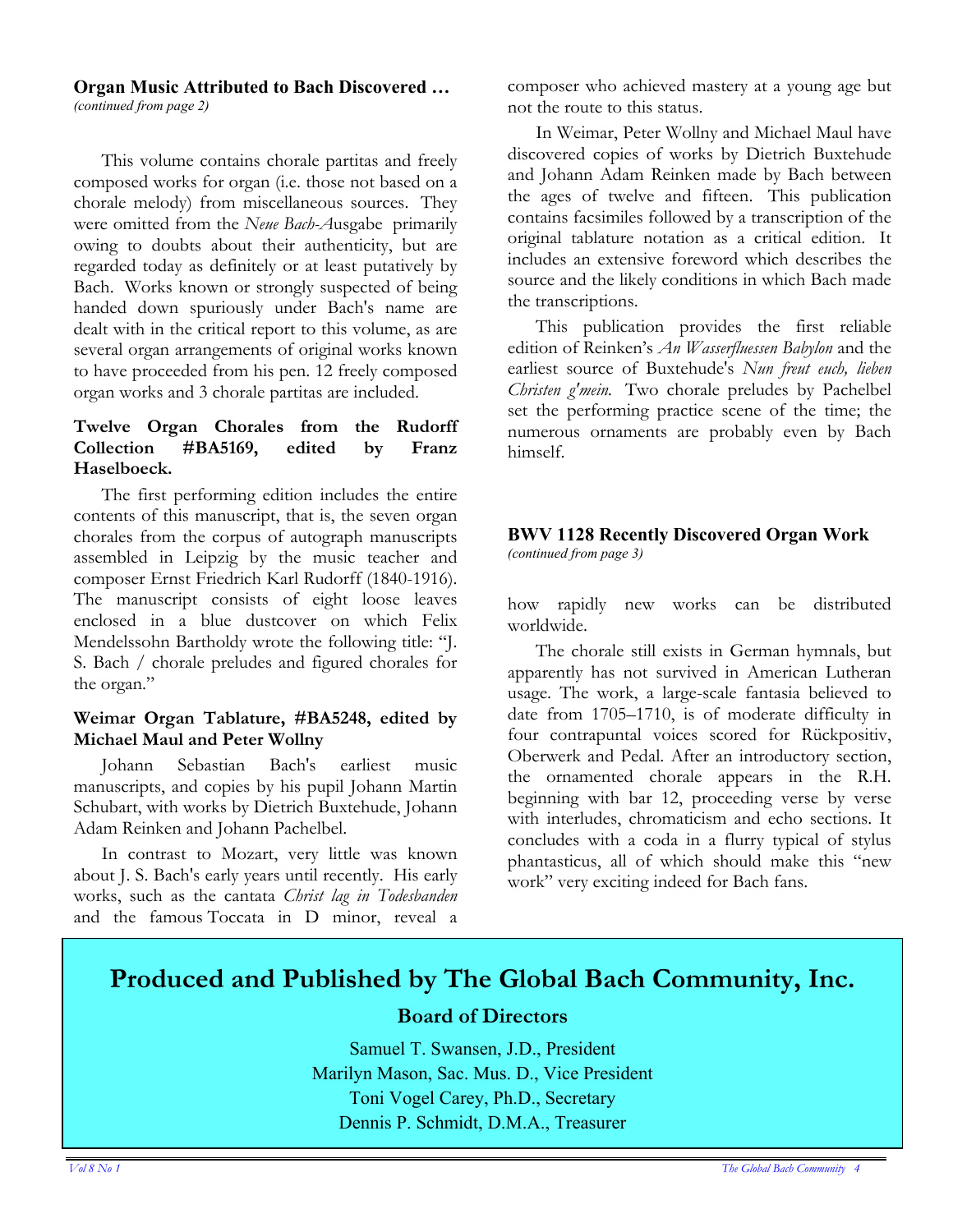### Organ Music Attributed to Bach Discovered …

*(continued from page 2)*

This volume contains chorale partitas and freely composed works for organ (i.e. those not based on a chorale melody) from miscellaneous sources. They were omitted from the *Neue Bach-A*usgabe primarily owing to doubts about their authenticity, but are regarded today as definitely or at least putatively by Bach. Works known or strongly suspected of being handed down spuriously under Bach's name are dealt with in the critical report to this volume, as are several organ arrangements of original works known to have proceeded from his pen. 12 freely composed organ works and 3 chorale partitas are included.

**Twelve Organ Chorales from the Rudorff Collection #BA5169, edited by Franz Haselboeck.**

The first performing edition includes the entire contents of this manuscript, that is, the seven organ chorales from the corpus of autograph manuscripts assembled in Leipzig by the music teacher and composer Ernst Friedrich Karl Rudorff (1840-1916). The manuscript consists of eight loose leaves enclosed in a blue dustcover on which Felix Mendelssohn Bartholdy wrote the following title: "J. S. Bach / chorale preludes and figured chorales for the organ."

**Weimar Organ Tablature, #BA5248, edited by Michael Maul and Peter Wollny**

Johann Sebastian Bach's earliest music manuscripts, and copies by his pupil Johann Martin Schubart, with works by Dietrich Buxtehude, Johann Adam Reinken and Johann Pachelbel.

In contrast to Mozart, very little was known about J. S. Bach's early years until recently. His early works, such as the cantata *Christ lag in Todesbanden* and the famous Toccata in D minor, reveal a composer who achieved mastery at a young age but not the route to this status.

In Weimar, Peter Wollny and Michael Maul have discovered copies of works by Dietrich Buxtehude and Johann Adam Reinken made by Bach between the ages of twelve and fifteen. This publication contains facsimiles followed by a transcription of the original tablature notation as a critical edition. It includes an extensive foreword which describes the source and the likely conditions in which Bach made the transcriptions.

This publication provides the first reliable edition of Reinken's *An Wasserfluessen Babylon* and the earliest source of Buxtehude's *Nun freut euch, lieben Christen g'mein.* Two chorale preludes by Pachelbel set the performing practice scene of the time; the numerous ornaments are probably even by Bach himself.

### BWV 1128 Recently Discovered Organ Work

*(continued from page 3)*

how rapidly new works can be distributed worldwide.

The chorale still exists in German hymnals, but apparently has not survived in American Lutheran usage. The work, a large-scale fantasia believed to date from 1705–1710, is of moderate difficulty in four contrapuntal voices scored for Rückpositiv, Oberwerk and Pedal. After an introductory section, the ornamented chorale appears in the R.H. beginning with bar 12, proceeding verse by verse with interludes, chromaticism and echo sections. It concludes with a coda in a flurry typical of stylus phantasticus, all of which should make this "new work" very exciting indeed for Bach fans.

## Produced and Published by The Global Bach Community, Inc.

### Board of Directors

Samuel T. Swansen, J.D., President
Marilyn Mason, Sac. Mus. D., Vice President
Toni Vogel Carey, Ph.D., Secretary
Dennis P. Schmidt, D.M.A., Treasurer